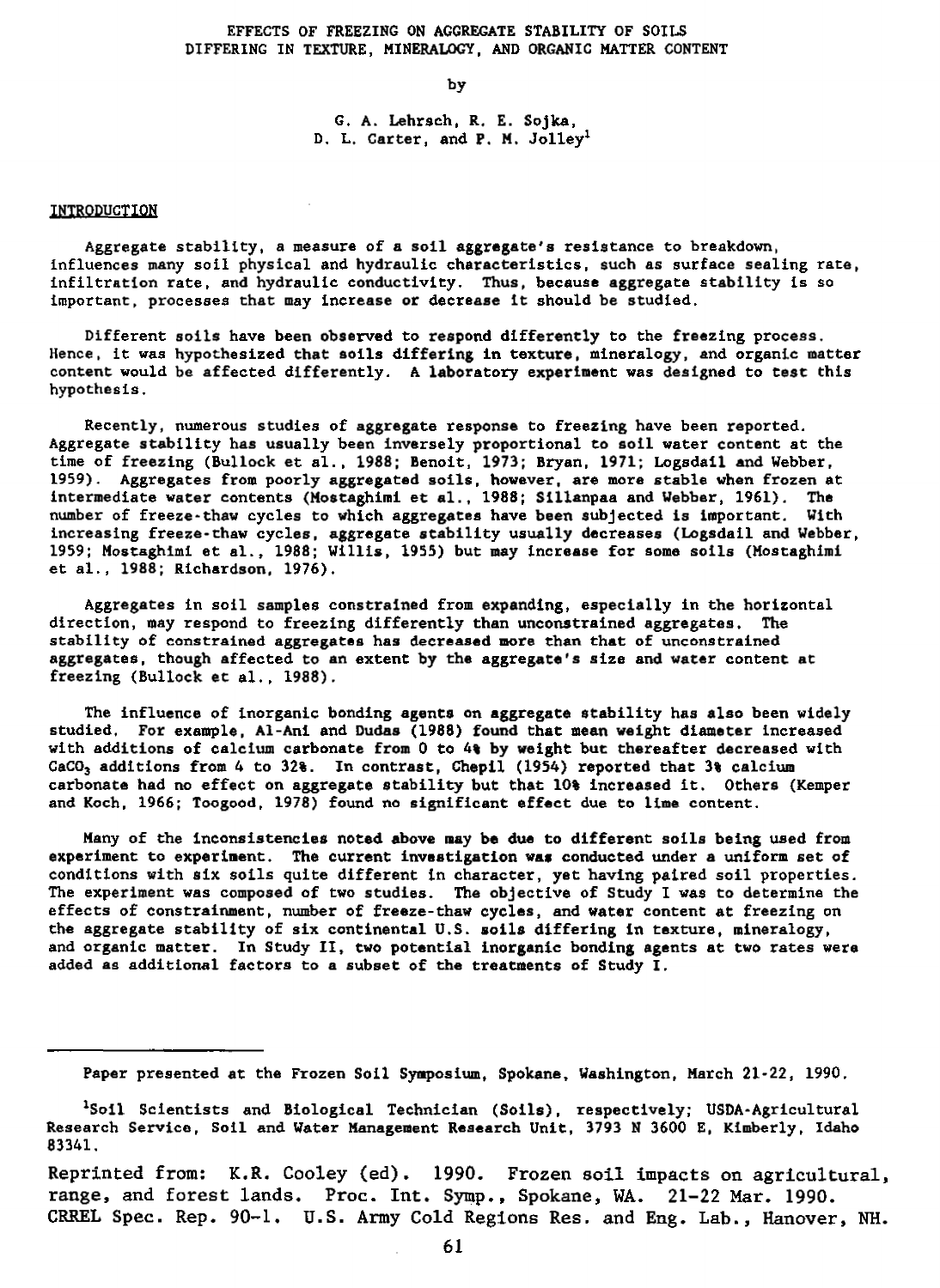# EFFECTS OF FREEZING ON AGGREGATE STABILITY OF SOILS DIFFERING IN TEXTURE, MINERALOGY, AND ORGANIC MATTER CONTENT

by

G. A. Lehrsch, R. E. Sojka, D. L. Carter, and P. M. Jolley[1]

## INTRODUCTION

Aggregate stability, a measure of a soil aggregate's resistance to breakdown, influences many soil physical and hydraulic characteristics, such as surface sealing rate, infiltration rate, and hydraulic conductivity. Thus, because aggregate stability is so important, processes that may increase or decrease it should be studied.

Different soils have been observed to respond differently to the freezing process. Hence, it was hypothesized that soils differing in texture, mineralogy, and organic matter content would be affected differently. A laboratory experiment was designed to test this hypothesis.

Recently, numerous studies of aggregate response to freezing have been reported. Aggregate stability has usually been inversely proportional to soil water content at the time of freezing (Bullock et al., 1988; Benoit, 1973; Bryan, 1971; Logsdail and Webber, 1959). Aggregates from poorly aggregated soils, however, are more stable when frozen at intermediate water contents (Mostaghimi et al., 1988; Sillanpaa and Webber, 1961). The number of freeze-thaw cycles to which aggregates have been subjected is important. With increasing freeze-thaw cycles, aggregate stability usually decreases (Logsdail and Webber, 1959; Mostaghimi et al., 1988; Willis, 1955) but may increase for some soils (Mostaghimi et al., 1988; Richardson, 1976).

Aggregates in soil samples constrained from expanding, especially in the horizontal direction, may respond to freezing differently than unconstrained aggregates. The stability of constrained aggregates has decreased more than that of unconstrained aggregates, though affected to an extent by the aggregate's size and water content at freezing (Bullock et al., 1988).

The influence of inorganic bonding agents on aggregate stability has also been widely studied. For example, Al-Ani and Dudas (1988) found that mean weight diameter increased with additions of calcium carbonate from 0 to 4% by weight but thereafter decreased with $CaCO_3$ additions from 4 to 32%. In contrast, Chepil (1954) reported that 3% calcium carbonate had no effect on aggregate stability but that 10% increased it. Others (Kemper and Koch, 1966; Toogood, 1978) found no significant effect due to lime content.

Many of the inconsistencies noted above may be due to different soils being used from experiment to experiment. The current investigation was conducted under a uniform set of conditions with six soils quite different in character, yet having paired soil properties. The experiment was composed of two studies. The objective of Study I was to determine the effects of constrainment, number of freeze-thaw cycles, and water content at freezing on the aggregate stability of six continental U.S. soils differing in texture, mineralogy, and organic matter. In Study II, two potential inorganic bonding agents at two rates were added as additional factors to a subset of the treatments of Study I.

---

Paper presented at the Frozen Soil Symposium, Spokane, Washington, March 21-22, 1990.

[1]Soil Scientists and Biological Technician (Soils), respectively; USDA-Agricultural Research Service, Soil and Water Management Research Unit, 3793 N 3600 E, Kimberly, Idaho 83341.

Reprinted from: K.R. Cooley (ed). 1990. Frozen soil impacts on agricultural, range, and forest lands. Proc. Int. Symp., Spokane, WA. 21-22 Mar. 1990. CRREL Spec. Rep. 90-1. U.S. Army Cold Regions Res. and Eng. Lab., Hanover, NH.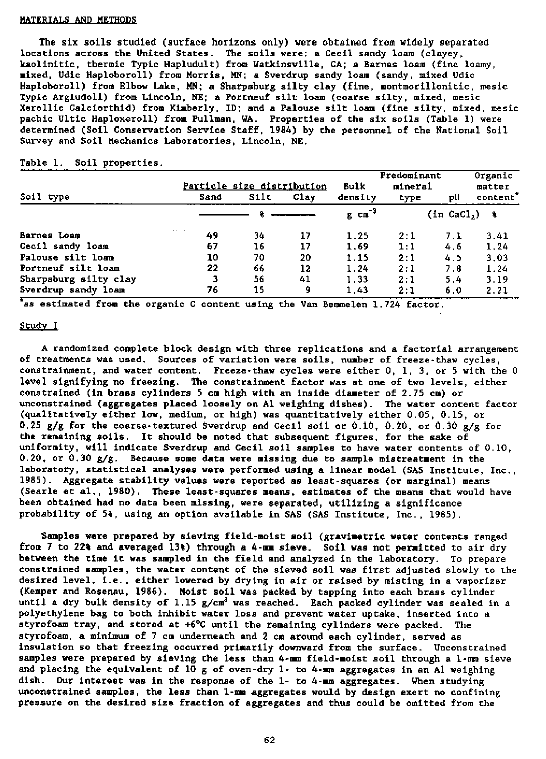## MATERIALS AND METHODS

The six soils studied (surface horizons only) were obtained from widely separated locations across the United States. The soils were: a Cecil sandy loam (clayey, kaolinitic, thermic Typic Hapludult) from Watkinsville, GA; a Barnes loam (fine loamy, mixed, Udic Haploboroll) from Morris, MN; a Sverdrup sandy loam (sandy, mixed Udic Haploboroll) from Elbow Lake, MN; a Sharpsburg silty clay (fine, montmorillonitic, mesic Typic Argiudoll) from Lincoln, NE; a Portneuf silt loam (coarse silty, mixed, mesic Xerollic Calciorthid) from Kimberly, ID; and a Palouse silt loam (fine silty, mixed, mesic pachic Ultic Haploxeroll) from Pullman, WA. Properties of the six soils (Table 1) were determined (Soil Conservation Service Staff, 1984) by the personnel of the National Soil Survey and Soil Mechanics Laboratories, Lincoln, NE.

Table 1. Soil properties.

| Soil type | Particle size distribution | | | Bulk density | Predominant mineral type | pH | Organic matter content* |
|---|---|---|---|---|---|---|---|
| | Sand | Silt | Clay | | | | |
| | % | % | % | $g\ cm^{-3}$ | | (in $CaCl_2$) | % |
| Barnes Loam | 49 | 34 | 17 | 1.25 | 2:1 | 7.1 | 3.41 |
| Cecil sandy loam | 67 | 16 | 17 | 1.69 | 1:1 | 4.6 | 1.24 |
| Palouse silt loam | 10 | 70 | 20 | 1.15 | 2:1 | 4.5 | 3.03 |
| Portneuf silt loam | 22 | 66 | 12 | 1.24 | 2:1 | 7.8 | 1.24 |
| Sharpsburg silty clay | 3 | 56 | 41 | 1.33 | 2:1 | 5.4 | 3.19 |
| Sverdrup sandy loam | 76 | 15 | 9 | 1.43 | 2:1 | 6.0 | 2.21 |

*as estimated from the organic C content using the Van Bemmelen 1.724 factor.

### Study I

A randomized complete block design with three replications and a factorial arrangement of treatments was used. Sources of variation were soils, number of freeze-thaw cycles, constrainment, and water content. Freeze-thaw cycles were either 0, 1, 3, or 5 with the 0 level signifying no freezing. The constrainment factor was at one of two levels, either constrained (in brass cylinders 5 cm high with an inside diameter of 2.75 cm) or unconstrained (aggregates placed loosely on Al weighing dishes). The water content factor (qualitatively either low, medium, or high) was quantitatively either 0.05, 0.15, or 0.25 g/g for the coarse-textured Sverdrup and Cecil soil or 0.10, 0.20, or 0.30 g/g for the remaining soils. It should be noted that subsequent figures, for the sake of uniformity, will indicate Sverdrup and Cecil soil samples to have water contents of 0.10, 0.20, or 0.30 g/g. Because some data were missing due to sample mistreatment in the laboratory, statistical analyses were performed using a linear model (SAS Institute, Inc., 1985). Aggregate stability values were reported as least-squares (or marginal) means (Searle et al., 1980). These least-squares means, estimates of the means that would have been obtained had no data been missing, were separated, utilizing a significance probability of 5%, using an option available in SAS (SAS Institute, Inc., 1985).

Samples were prepared by sieving field-moist soil (gravimetric water contents ranged from 7 to 22% and averaged 13%) through a 4-mm sieve. Soil was not permitted to air dry between the time it was sampled in the field and analyzed in the laboratory. To prepare constrained samples, the water content of the sieved soil was first adjusted slowly to the desired level, i.e., either lowered by drying in air or raised by misting in a vaporizer (Kemper and Rosenau, 1986). Moist soil was packed by tapping into each brass cylinder until a dry bulk density of 1.15 $g/cm^3$ was reached. Each packed cylinder was sealed in a polyethylene bag to both inhibit water loss and prevent water uptake, inserted into a styrofoam tray, and stored at +6°C until the remaining cylinders were packed. The styrofoam, a minimum of 7 cm underneath and 2 cm around each cylinder, served as insulation so that freezing occurred primarily downward from the surface. Unconstrained samples were prepared by sieving the less than 4-mm field-moist soil through a 1-mm sieve and placing the equivalent of 10 g of oven-dry 1- to 4-mm aggregates in an Al weighing dish. Our interest was in the response of the 1- to 4-mm aggregates. When studying unconstrained samples, the less than 1-mm aggregates would by design exert no confining pressure on the desired size fraction of aggregates and thus could be omitted from the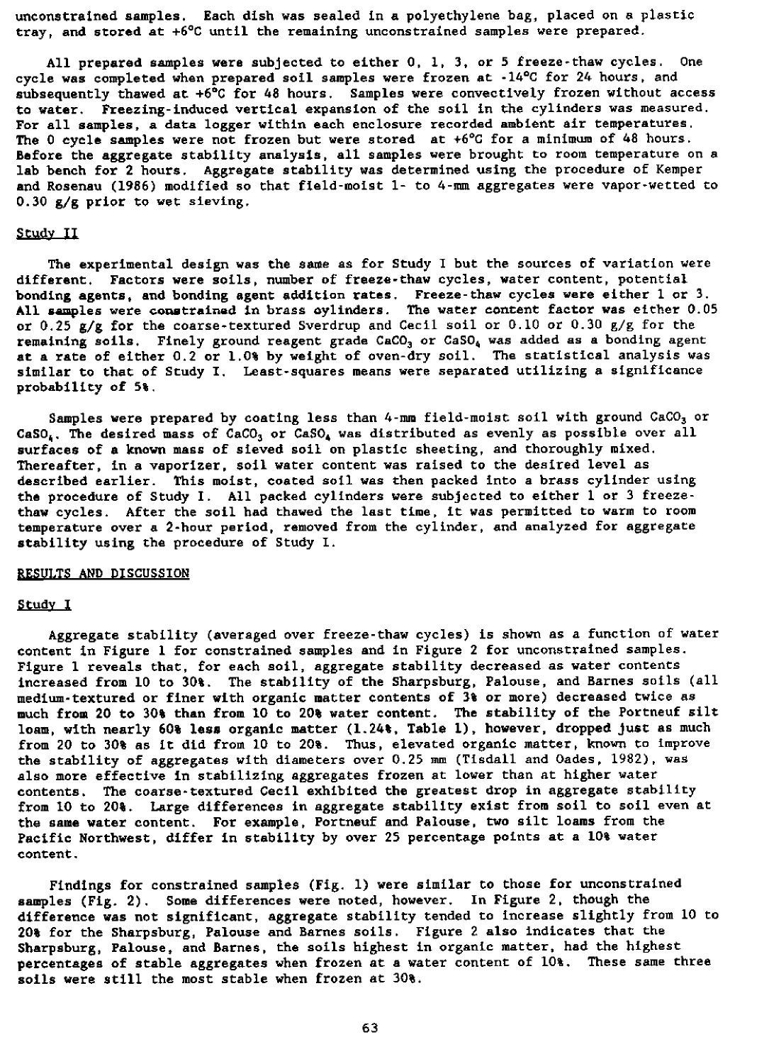unconstrained samples. Each dish was sealed in a polyethylene bag, placed on a plastic tray, and stored at +6°C until the remaining unconstrained samples were prepared.

All prepared samples were subjected to either 0, 1, 3, or 5 freeze-thaw cycles. One cycle was completed when prepared soil samples were frozen at -14°C for 24 hours, and subsequently thawed at +6°C for 48 hours. Samples were convectively frozen without access to water. Freezing-induced vertical expansion of the soil in the cylinders was measured. For all samples, a data logger within each enclosure recorded ambient air temperatures. The 0 cycle samples were not frozen but were stored at +6°C for a minimum of 48 hours. Before the aggregate stability analysis, all samples were brought to room temperature on a lab bench for 2 hours. Aggregate stability was determined using the procedure of Kemper and Rosenau (1986) modified so that field-moist 1- to 4-mm aggregates were vapor-wetted to 0.30 g/g prior to wet sieving.

## Study II

The experimental design was the same as for Study I but the sources of variation were different. Factors were soils, number of freeze-thaw cycles, water content, potential bonding agents, and bonding agent addition rates. Freeze-thaw cycles were either 1 or 3. All samples were constrained in brass cylinders. The water content factor was either 0.05 or 0.25 g/g for the coarse-textured Sverdrup and Cecil soil or 0.10 or 0.30 g/g for the remaining soils. Finely ground reagent grade $CaCO_3$ or $CaSO_4$ was added as a bonding agent at a rate of either 0.2 or 1.0% by weight of oven-dry soil. The statistical analysis was similar to that of Study I. Least-squares means were separated utilizing a significance probability of 5%.

Samples were prepared by coating less than 4-mm field-moist soil with ground $CaCO_3$ or $CaSO_4$. The desired mass of $CaCO_3$ or $CaSO_4$ was distributed as evenly as possible over all surfaces of a known mass of sieved soil on plastic sheeting, and thoroughly mixed. Thereafter, in a vaporizer, soil water content was raised to the desired level as described earlier. This moist, coated soil was then packed into a brass cylinder using the procedure of Study I. All packed cylinders were subjected to either 1 or 3 freeze-thaw cycles. After the soil had thawed the last time, it was permitted to warm to room temperature over a 2-hour period, removed from the cylinder, and analyzed for aggregate stability using the procedure of Study I.

# RESULTS AND DISCUSSION

## Study I

Aggregate stability (averaged over freeze-thaw cycles) is shown as a function of water content in Figure 1 for constrained samples and in Figure 2 for unconstrained samples. Figure 1 reveals that, for each soil, aggregate stability decreased as water contents increased from 10 to 30%. The stability of the Sharpsburg, Palouse, and Barnes soils (all medium-textured or finer with organic matter contents of 3% or more) decreased twice as much from 20 to 30% than from 10 to 20% water content. The stability of the Portneuf silt loam, with nearly 60% less organic matter (1.24%, Table 1), however, dropped just as much from 20 to 30% as it did from 10 to 20%. Thus, elevated organic matter, known to improve the stability of aggregates with diameters over 0.25 mm (Tisdall and Oades, 1982), was also more effective in stabilizing aggregates frozen at lower than at higher water contents. The coarse-textured Cecil exhibited the greatest drop in aggregate stability from 10 to 20%. Large differences in aggregate stability exist from soil to soil even at the same water content. For example, Portneuf and Palouse, two silt loams from the Pacific Northwest, differ in stability by over 25 percentage points at a 10% water content.

Findings for constrained samples (Fig. 1) were similar to those for unconstrained samples (Fig. 2). Some differences were noted, however. In Figure 2, though the difference was not significant, aggregate stability tended to increase slightly from 10 to 20% for the Sharpsburg, Palouse and Barnes soils. Figure 2 also indicates that the Sharpsburg, Palouse, and Barnes, the soils highest in organic matter, had the highest percentages of stable aggregates when frozen at a water content of 10%. These same three soils were still the most stable when frozen at 30%.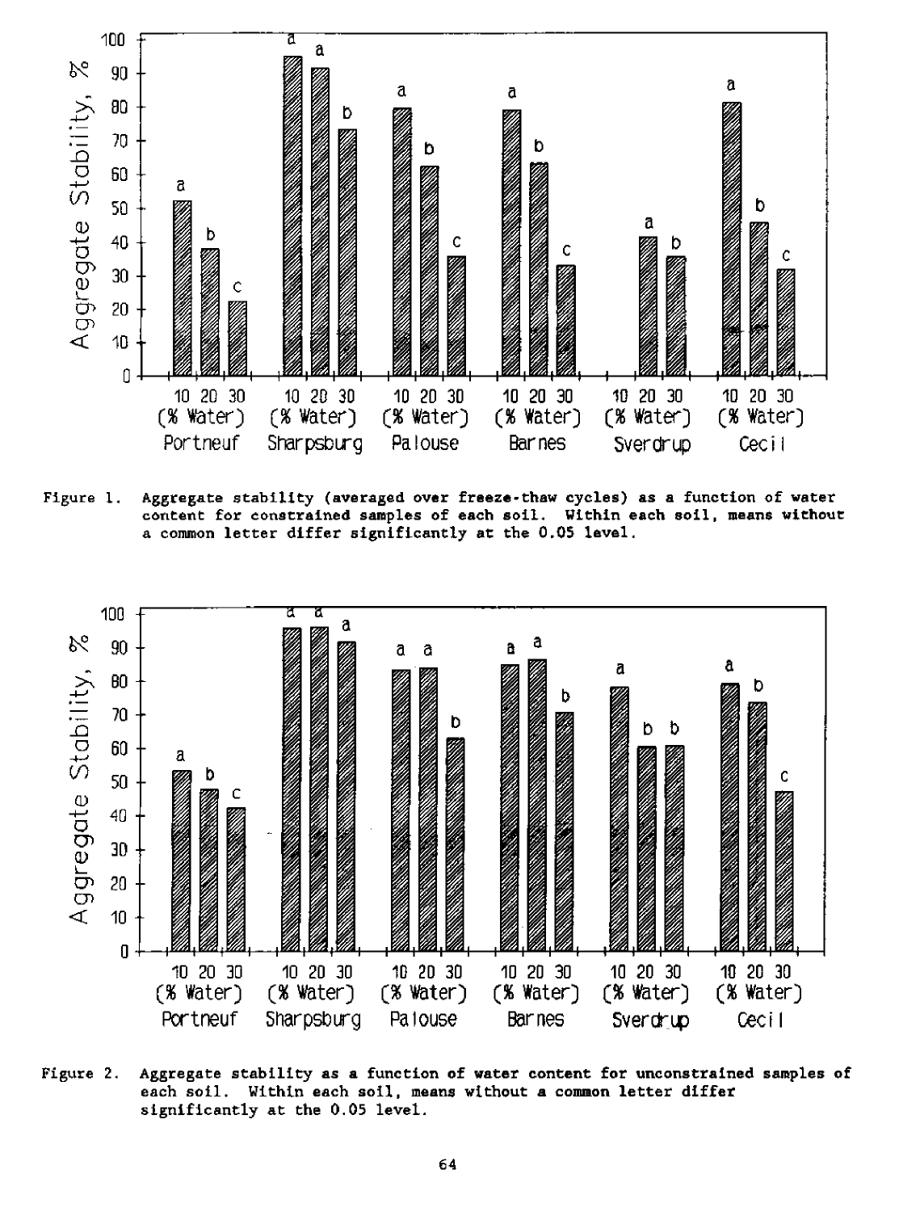Figure 1. Aggregate stability (averaged over freeze-thaw cycles) as a function of water content for constrained samples of each soil. Within each soil, means without a common letter differ significantly at the 0.05 level.

Figure 2. Aggregate stability as a function of water content for unconstrained samples of each soil. Within each soil, means without a common letter differ significantly at the 0.05 level.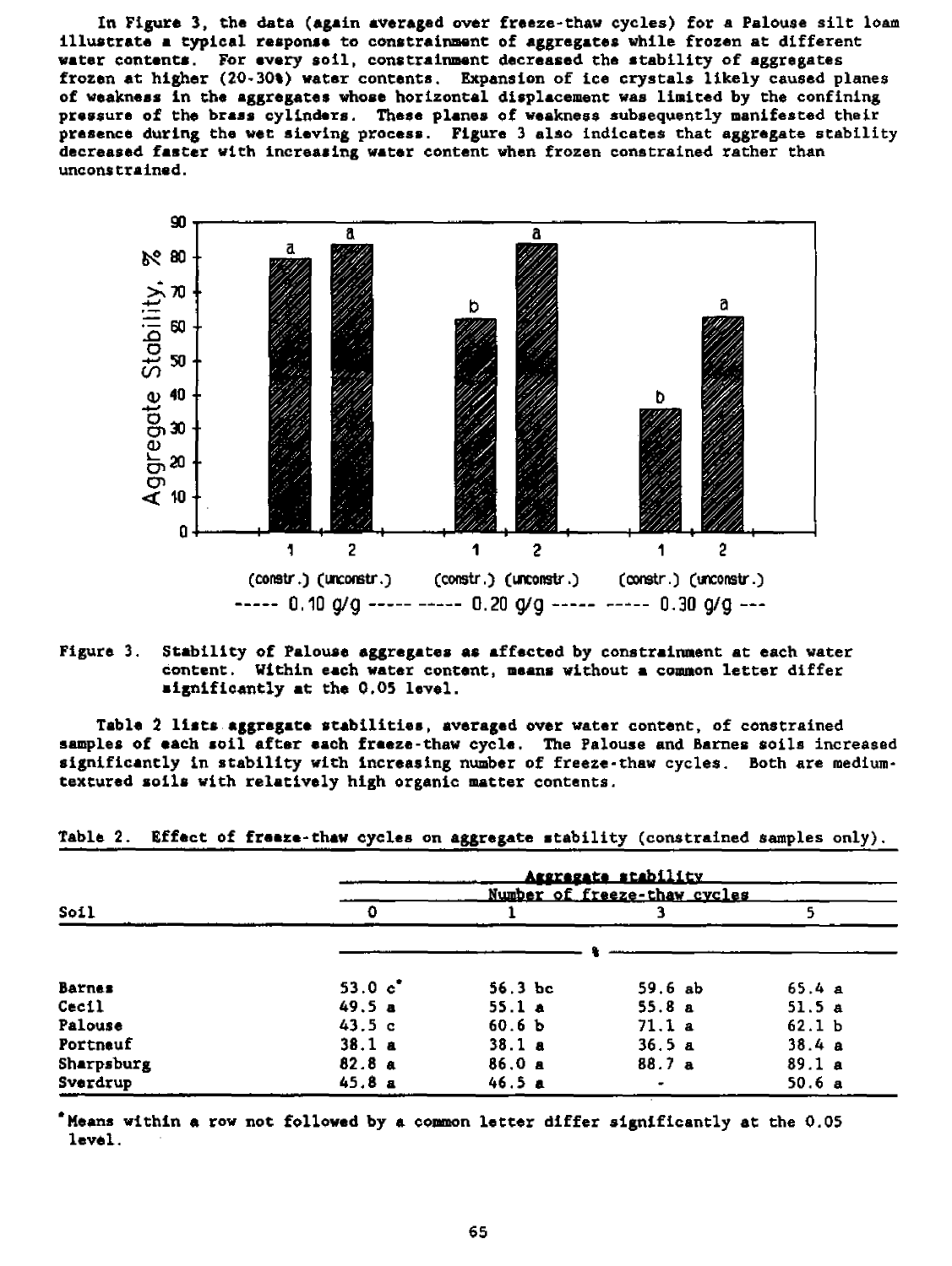In Figure 3, the data (again averaged over freeze-thaw cycles) for a Palouse silt loam illustrate a typical response to constrainment of aggregates while frozen at different water contents. For every soil, constrainment decreased the stability of aggregates frozen at higher (20-30%) water contents. Expansion of ice crystals likely caused planes of weakness in the aggregates whose horizontal displacement was limited by the confining pressure of the brass cylinders. These planes of weakness subsequently manifested their presence during the wet sieving process. Figure 3 also indicates that aggregate stability decreased faster with increasing water content when frozen constrained rather than unconstrained.

Figure 3. Stability of Palouse aggregates as affected by constrainment at each water content. Within each water content, means without a common letter differ significantly at the 0.05 level.

Table 2 lists aggregate stabilities, averaged over water content, of constrained samples of each soil after each freeze-thaw cycle. The Palouse and Barnes soils increased significantly in stability with increasing number of freeze-thaw cycles. Both are medium-textured soils with relatively high organic matter contents.

Table 2. Effect of freeze-thaw cycles on aggregate stability (constrained samples only).

| Soil | Aggregate stability | | | |
|---|---|---|---|---|
| | Number of freeze-thaw cycles | | | |
| | 0 | 1 | 3 | 5 |
| | % | | | |
| Barnes | 53.0 c* | 56.3 bc | 59.6 ab | 65.4 a |
| Cecil | 49.5 a | 55.1 a | 55.8 a | 51.5 a |
| Palouse | 43.5 c | 60.6 b | 71.1 a | 62.1 b |
| Portneuf | 38.1 a | 38.1 a | 36.5 a | 38.4 a |
| Sharpsburg | 82.8 a | 86.0 a | 88.7 a | 89.1 a |
| Sverdrup | 45.8 a | 46.5 a | - | 50.6 a |

*Means within a row not followed by a common letter differ significantly at the 0.05 level.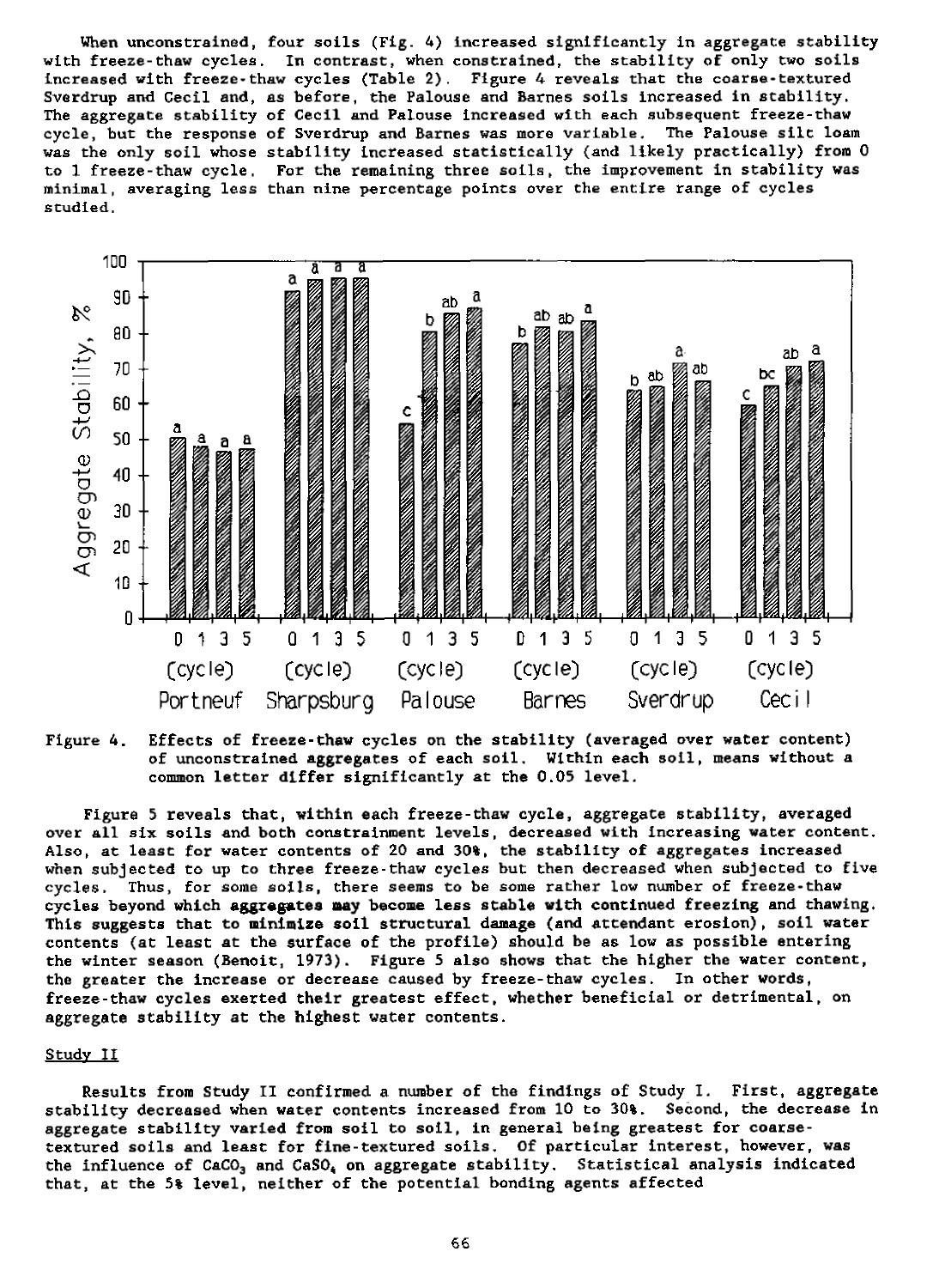When unconstrained, four soils (Fig. 4) increased significantly in aggregate stability with freeze-thaw cycles. In contrast, when constrained, the stability of only two soils increased with freeze-thaw cycles (Table 2). Figure 4 reveals that the coarse-textured Sverdrup and Cecil and, as before, the Palouse and Barnes soils increased in stability. The aggregate stability of Cecil and Palouse increased with each subsequent freeze-thaw cycle, but the response of Sverdrup and Barnes was more variable. The Palouse silt loam was the only soil whose stability increased statistically (and likely practically) from 0 to 1 freeze-thaw cycle. For the remaining three soils, the improvement in stability was minimal, averaging less than nine percentage points over the entire range of cycles studied.

Figure 4. Effects of freeze-thaw cycles on the stability (averaged over water content) of unconstrained aggregates of each soil. Within each soil, means without a common letter differ significantly at the 0.05 level.

Figure 5 reveals that, within each freeze-thaw cycle, aggregate stability, averaged over all six soils and both constrainment levels, decreased with increasing water content. Also, at least for water contents of 20 and 30%, the stability of aggregates increased when subjected to up to three freeze-thaw cycles but then decreased when subjected to five cycles. Thus, for some soils, there seems to be some rather low number of freeze-thaw cycles beyond which aggregates may become less stable with continued freezing and thawing. This suggests that to minimize soil structural damage (and attendant erosion), soil water contents (at least at the surface of the profile) should be as low as possible entering the winter season (Benoit, 1973). Figure 5 also shows that the higher the water content, the greater the increase or decrease caused by freeze-thaw cycles. In other words, freeze-thaw cycles exerted their greatest effect, whether beneficial or detrimental, on aggregate stability at the highest water contents.

## Study II

Results from Study II confirmed a number of the findings of Study I. First, aggregate stability decreased when water contents increased from 10 to 30%. Second, the decrease in aggregate stability varied from soil to soil, in general being greatest for coarse-textured soils and least for fine-textured soils. Of particular interest, however, was the influence of $CaCO_3$ and $CaSO_4$ on aggregate stability. Statistical analysis indicated that, at the 5% level, neither of the potential bonding agents affected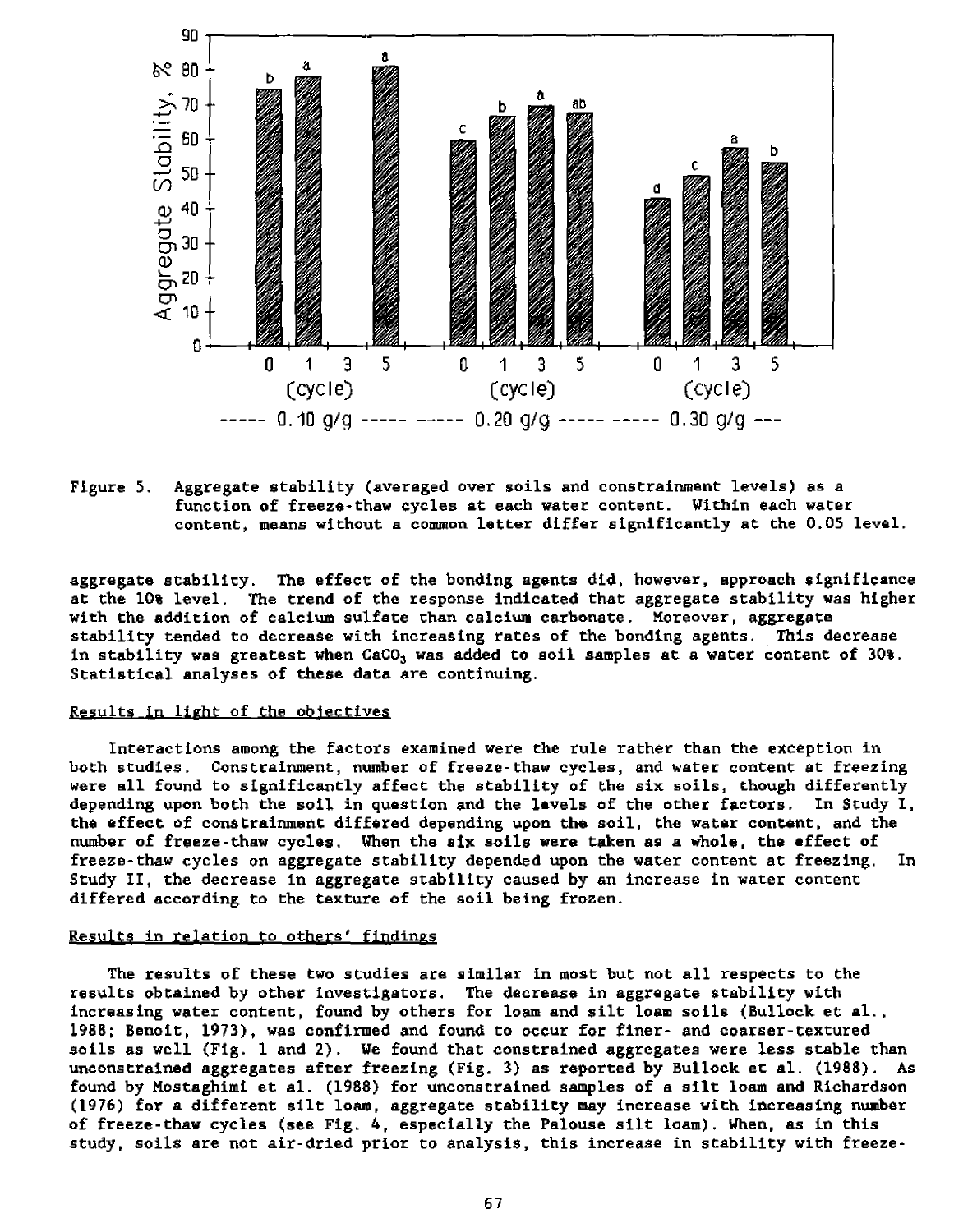Figure 5. Aggregate stability (averaged over soils and constrainment levels) as a function of freeze-thaw cycles at each water content. Within each water content, means without a common letter differ significantly at the 0.05 level.

aggregate stability. The effect of the bonding agents did, however, approach significance at the 10% level. The trend of the response indicated that aggregate stability was higher with the addition of calcium sulfate than calcium carbonate. Moreover, aggregate stability tended to decrease with increasing rates of the bonding agents. This decrease in stability was greatest when $CaCO_3$ was added to soil samples at a water content of 30%. Statistical analyses of these data are continuing.

## Results in light of the objectives

Interactions among the factors examined were the rule rather than the exception in both studies. Constrainment, number of freeze-thaw cycles, and water content at freezing were all found to significantly affect the stability of the six soils, though differently depending upon both the soil in question and the levels of the other factors. In Study I, the effect of constrainment differed depending upon the soil, the water content, and the number of freeze-thaw cycles. When the six soils were taken as a whole, the effect of freeze-thaw cycles on aggregate stability depended upon the water content at freezing. In Study II, the decrease in aggregate stability caused by an increase in water content differed according to the texture of the soil being frozen.

## Results in relation to others' findings

The results of these two studies are similar in most but not all respects to the results obtained by other investigators. The decrease in aggregate stability with increasing water content, found by others for loam and silt loam soils (Bullock et al., 1988; Benoit, 1973), was confirmed and found to occur for finer- and coarser-textured soils as well (Fig. 1 and 2). We found that constrained aggregates were less stable than unconstrained aggregates after freezing (Fig. 3) as reported by Bullock et al. (1988). As found by Mostaghimi et al. (1988) for unconstrained samples of a silt loam and Richardson (1976) for a different silt loam, aggregate stability may increase with increasing number of freeze-thaw cycles (see Fig. 4, especially the Palouse silt loam). When, as in this study, soils are not air-dried prior to analysis, this increase in stability with freeze-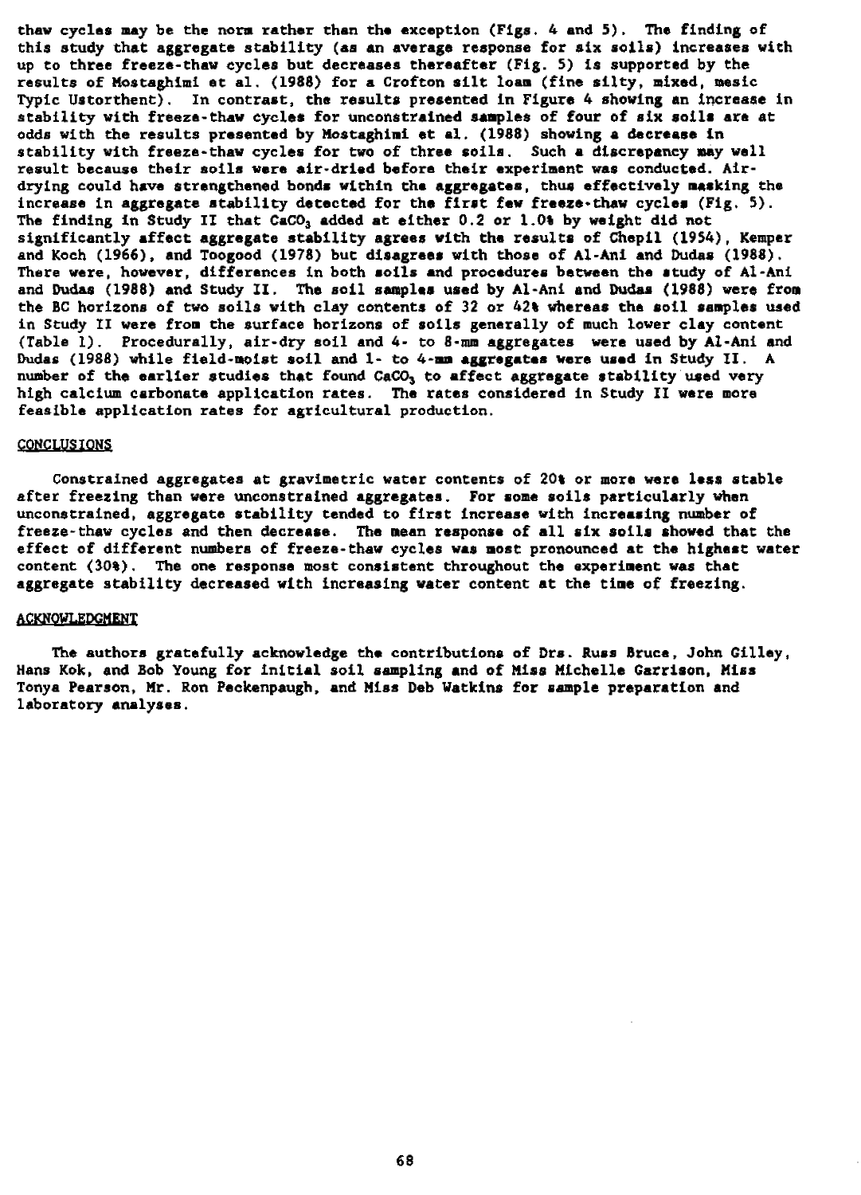thaw cycles may be the norm rather than the exception (Figs. 4 and 5). The finding of this study that aggregate stability (as an average response for six soils) increases with up to three freeze-thaw cycles but decreases thereafter (Fig. 5) is supported by the results of Mostaghimi et al. (1988) for a Crofton silt loam (fine silty, mixed, mesic Typic Ustorthent). In contrast, the results presented in Figure 4 showing an increase in stability with freeze-thaw cycles for unconstrained samples of four of six soils are at odds with the results presented by Mostaghimi et al. (1988) showing a decrease in stability with freeze-thaw cycles for two of three soils. Such a discrepancy may well result because their soils were air-dried before their experiment was conducted. Air-drying could have strengthened bonds within the aggregates, thus effectively masking the increase in aggregate stability detected for the first few freeze-thaw cycles (Fig. 5). The finding in Study II that $CaCO_3$ added at either 0.2 or 1.0% by weight did not significantly affect aggregate stability agrees with the results of Chepil (1954), Kemper and Koch (1966), and Toogood (1978) but disagrees with those of Al-Ani and Dudas (1988). There were, however, differences in both soils and procedures between the study of Al-Ani and Dudas (1988) and Study II. The soil samples used by Al-Ani and Dudas (1988) were from the BC horizons of two soils with clay contents of 32 or 42% whereas the soil samples used in Study II were from the surface horizons of soils generally of much lower clay content (Table 1). Procedurally, air-dry soil and 4- to 8-mm aggregates were used by Al-Ani and Dudas (1988) while field-moist soil and 1- to 4-mm aggregates were used in Study II. A number of the earlier studies that found $CaCO_3$ to affect aggregate stability used very high calcium carbonate application rates. The rates considered in Study II were more feasible application rates for agricultural production.

## CONCLUSIONS

Constrained aggregates at gravimetric water contents of 20% or more were less stable after freezing than were unconstrained aggregates. For some soils particularly when unconstrained, aggregate stability tended to first increase with increasing number of freeze-thaw cycles and then decrease. The mean response of all six soils showed that the effect of different numbers of freeze-thaw cycles was most pronounced at the highest water content (30%). The one response most consistent throughout the experiment was that aggregate stability decreased with increasing water content at the time of freezing.

## ACKNOWLEDGMENT

The authors gratefully acknowledge the contributions of Drs. Russ Bruce, John Gilley, Hans Kok, and Bob Young for initial soil sampling and of Miss Michelle Garrison, Miss Tonya Pearson, Mr. Ron Peckenpaugh, and Miss Deb Watkins for sample preparation and laboratory analyses.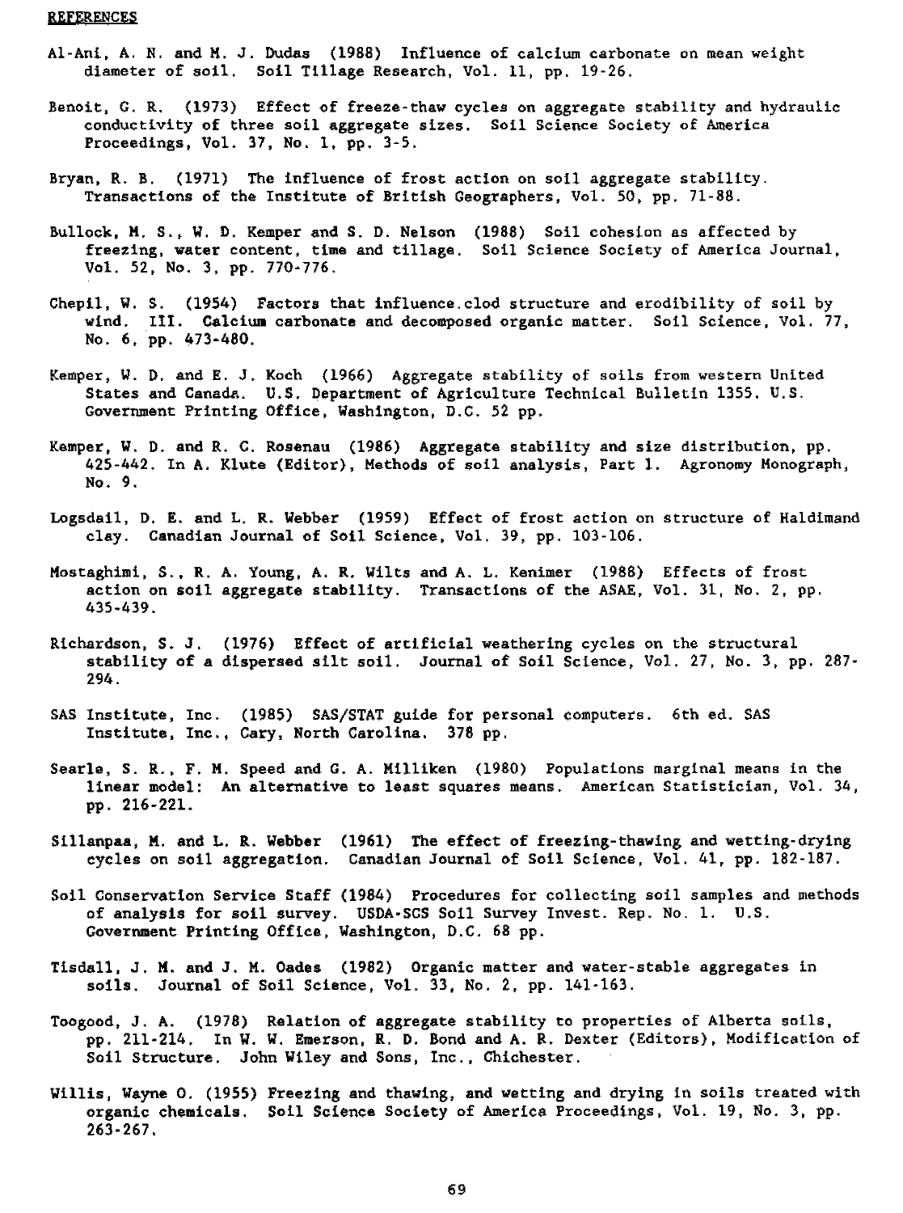## REFERENCES

Al-Ani, A. N. and M. J. Dudas (1988) Influence of calcium carbonate on mean weight diameter of soil. Soil Tillage Research, Vol. 11, pp. 19-26.

Benoit, G. R. (1973) Effect of freeze-thaw cycles on aggregate stability and hydraulic conductivity of three soil aggregate sizes. Soil Science Society of America Proceedings, Vol. 37, No. 1, pp. 3-5.

Bryan, R. B. (1971) The influence of frost action on soil aggregate stability. Transactions of the Institute of British Geographers, Vol. 50, pp. 71-88.

Bullock, M. S., W. D. Kemper and S. D. Nelson (1988) Soil cohesion as affected by freezing, water content, time and tillage. Soil Science Society of America Journal, Vol. 52, No. 3, pp. 770-776.

Chepil, W. S. (1954) Factors that influence clod structure and erodibility of soil by wind. III. Calcium carbonate and decomposed organic matter. Soil Science, Vol. 77, No. 6, pp. 473-480.

Kemper, W. D. and E. J. Koch (1966) Aggregate stability of soils from western United States and Canada. U.S. Department of Agriculture Technical Bulletin 1355. U.S. Government Printing Office, Washington, D.C. 52 pp.

Kemper, W. D. and R. C. Rosenau (1986) Aggregate stability and size distribution, pp. 425-442. In A. Klute (Editor), Methods of soil analysis, Part 1. Agronomy Monograph, No. 9.

Logsdail, D. E. and L. R. Webber (1959) Effect of frost action on structure of Haldimand clay. Canadian Journal of Soil Science, Vol. 39, pp. 103-106.

Mostaghimi, S., R. A. Young, A. R. Wilts and A. L. Kenimer (1988) Effects of frost action on soil aggregate stability. Transactions of the ASAE, Vol. 31, No. 2, pp. 435-439.

Richardson, S. J. (1976) Effect of artificial weathering cycles on the structural stability of a dispersed silt soil. Journal of Soil Science, Vol. 27, No. 3, pp. 287-294.

SAS Institute, Inc. (1985) SAS/STAT guide for personal computers. 6th ed. SAS Institute, Inc., Cary, North Carolina. 378 pp.

Searle, S. R., F. M. Speed and G. A. Milliken (1980) Populations marginal means in the linear model: An alternative to least squares means. American Statistician, Vol. 34, pp. 216-221.

Sillanpaa, M. and L. R. Webber (1961) The effect of freezing-thawing and wetting-drying cycles on soil aggregation. Canadian Journal of Soil Science, Vol. 41, pp. 182-187.

Soil Conservation Service Staff (1984) Procedures for collecting soil samples and methods of analysis for soil survey. USDA-SCS Soil Survey Invest. Rep. No. 1. U.S. Government Printing Office, Washington, D.C. 68 pp.

Tisdall, J. M. and J. M. Oades (1982) Organic matter and water-stable aggregates in soils. Journal of Soil Science, Vol. 33, No. 2, pp. 141-163.

Toogood, J. A. (1978) Relation of aggregate stability to properties of Alberta soils, pp. 211-214. In W. W. Emerson, R. D. Bond and A. R. Dexter (Editors), Modification of Soil Structure. John Wiley and Sons, Inc., Chichester.

Willis, Wayne O. (1955) Freezing and thawing, and wetting and drying in soils treated with organic chemicals. Soil Science Society of America Proceedings, Vol. 19, No. 3, pp. 263-267.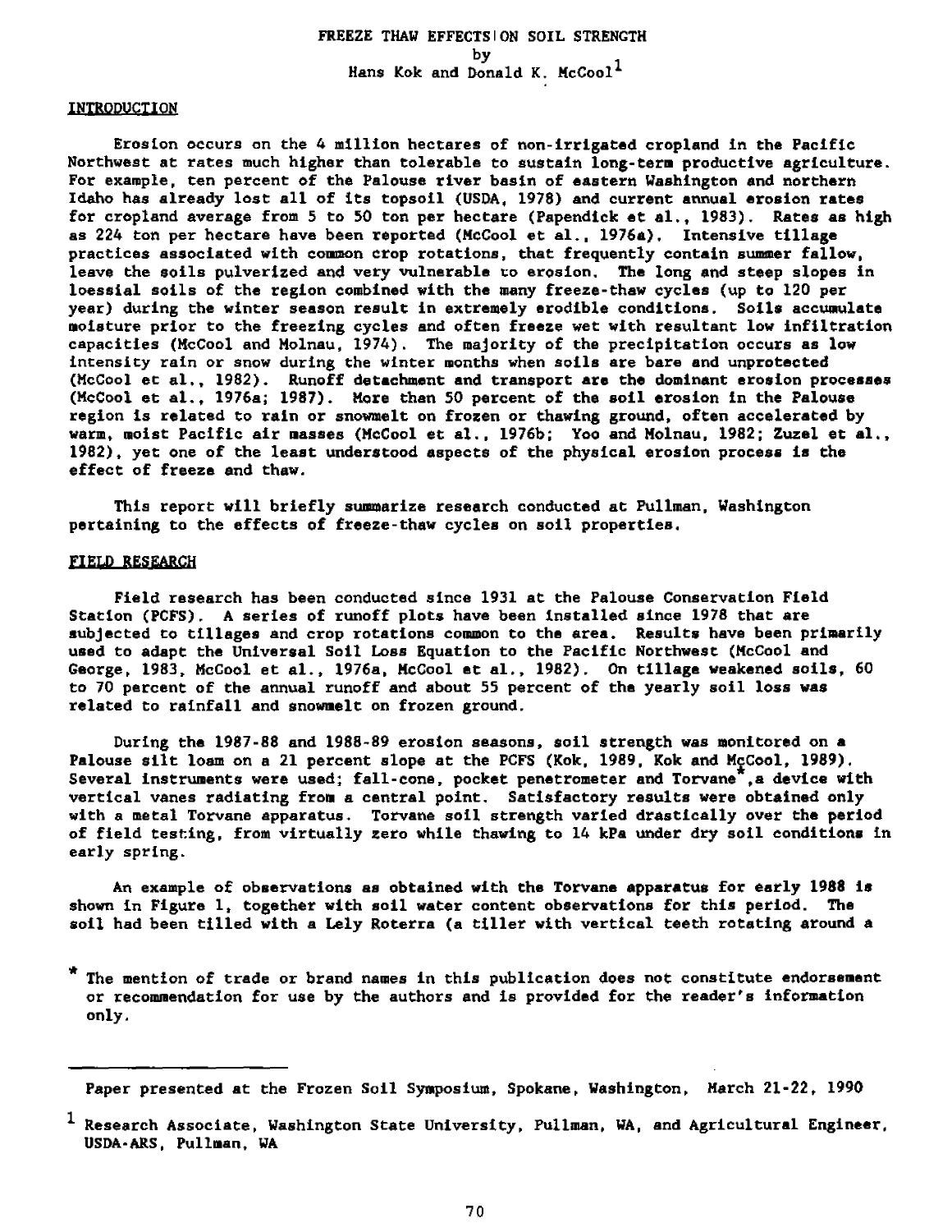# FREEZE THAW EFFECTS ON SOIL STRENGTH

by

Hans Kok and Donald K. McCool[1]

## INTRODUCTION

Erosion occurs on the 4 million hectares of non-irrigated cropland in the Pacific Northwest at rates much higher than tolerable to sustain long-term productive agriculture. For example, ten percent of the Palouse river basin of eastern Washington and northern Idaho has already lost all of its topsoil (USDA, 1978) and current annual erosion rates for cropland average from 5 to 50 ton per hectare (Papendick et al., 1983). Rates as high as 224 ton per hectare have been reported (McCool et al., 1976a). Intensive tillage practices associated with common crop rotations, that frequently contain summer fallow, leave the soils pulverized and very vulnerable to erosion. The long and steep slopes in loessial soils of the region combined with the many freeze-thaw cycles (up to 120 per year) during the winter season result in extremely erodible conditions. Soils accumulate moisture prior to the freezing cycles and often freeze wet with resultant low infiltration capacities (McCool and Molnau, 1974). The majority of the precipitation occurs as low intensity rain or snow during the winter months when soils are bare and unprotected (McCool et al., 1982). Runoff detachment and transport are the dominant erosion processes (McCool et al., 1976a; 1987). More than 50 percent of the soil erosion in the Palouse region is related to rain or snowmelt on frozen or thawing ground, often accelerated by warm, moist Pacific air masses (McCool et al., 1976b; Yoo and Molnau, 1982; Zuzel et al., 1982), yet one of the least understood aspects of the physical erosion process is the effect of freeze and thaw.

This report will briefly summarize research conducted at Pullman, Washington pertaining to the effects of freeze-thaw cycles on soil properties.

## FIELD RESEARCH

Field research has been conducted since 1931 at the Palouse Conservation Field Station (PCFS). A series of runoff plots have been installed since 1978 that are subjected to tillages and crop rotations common to the area. Results have been primarily used to adapt the Universal Soil Loss Equation to the Pacific Northwest (McCool and George, 1983, McCool et al., 1976a, McCool et al., 1982). On tillage weakened soils, 60 to 70 percent of the annual runoff and about 55 percent of the yearly soil loss was related to rainfall and snowmelt on frozen ground.

During the 1987-88 and 1988-89 erosion seasons, soil strength was monitored on a Palouse silt loam on a 21 percent slope at the PCFS (Kok, 1989, Kok and McCool, 1989). Several instruments were used; fall-cone, pocket penetrometer and Torvane*, a device with vertical vanes radiating from a central point. Satisfactory results were obtained only with a metal Torvane apparatus. Torvane soil strength varied drastically over the period of field testing, from virtually zero while thawing to 14 kPa under dry soil conditions in early spring.

An example of observations as obtained with the Torvane apparatus for early 1988 is shown in Figure 1, together with soil water content observations for this period. The soil had been tilled with a Lely Roterra (a tiller with vertical teeth rotating around a

* The mention of trade or brand names in this publication does not constitute endorsement or recommendation for use by the authors and is provided for the reader's information only.

Paper presented at the Frozen Soil Symposium, Spokane, Washington, March 21-22, 1990

[1] Research Associate, Washington State University, Pullman, WA, and Agricultural Engineer, USDA-ARS, Pullman, WA